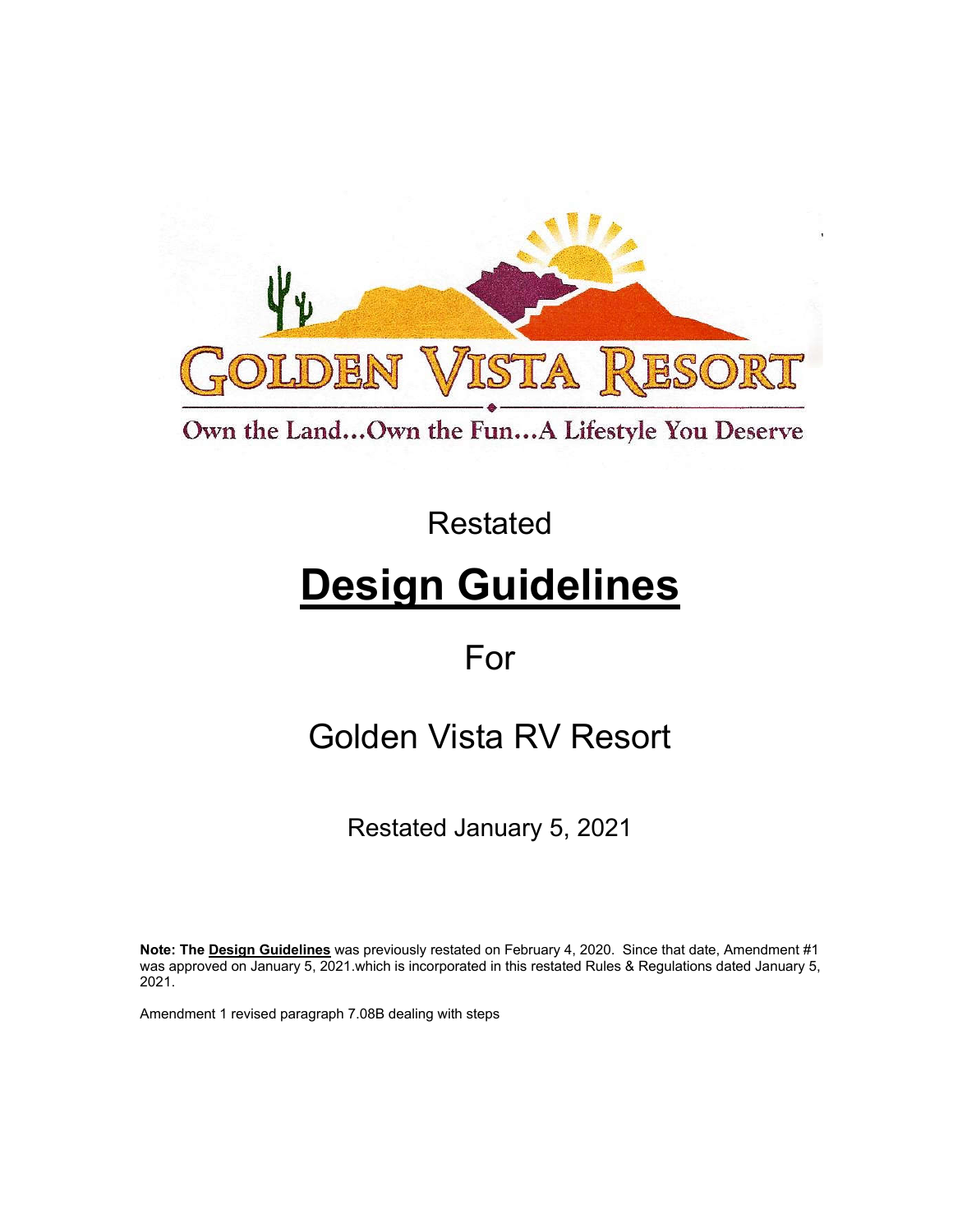GOLDEN VISTA RESORT

Own the Land...Own the Fun...A Lifestyle You Deserve

Restated

# **Design Guidelines**

For

## Golden Vista RV Resort

Restated January 5, 2021

**Note: The Design Guidelines** was previously restated on February 4, 2020. Since that date, Amendment #1 was approved on January 5, 2021.which is incorporated in this restated Rules & Regulations dated January 5, 2021.

Amendment 1 revised paragraph 7.08B dealing with steps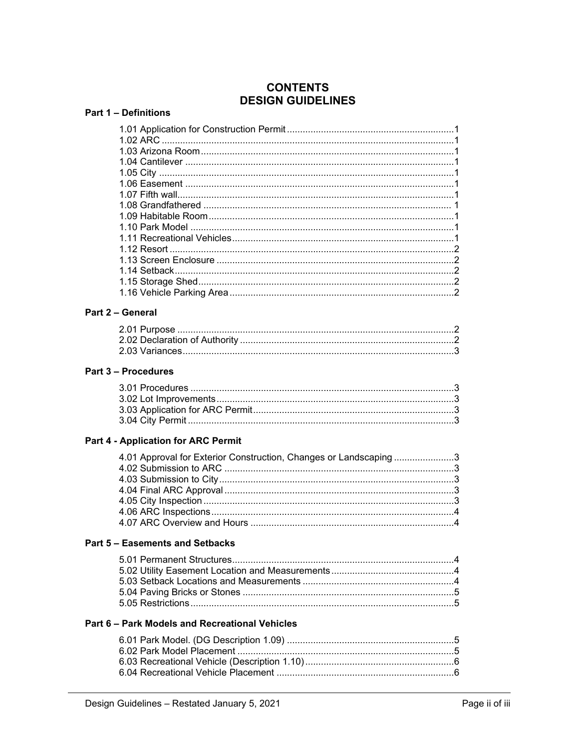# CONTENTS
# DESIGN GUIDELINES

## Part 1 – Definitions

1.01 Application for Construction Permit ........ 1
1.02 ARC ........ 1
1.03 Arizona Room ........ 1
1.04 Cantilever ........ 1
1.05 City ........ 1
1.06 Easement ........ 1
1.07 Fifth wall ........ 1
1.08 Grandfathered ........ 1
1.09 Habitable Room ........ 1
1.10 Park Model ........ 1
1.11 Recreational Vehicles ........ 1
1.12 Resort ........ 2
1.13 Screen Enclosure ........ 2
1.14 Setback ........ 2
1.15 Storage Shed ........ 2
1.16 Vehicle Parking Area ........ 2

## Part 2 – General

2.01 Purpose ........ 2
2.02 Declaration of Authority ........ 2
2.03 Variances ........ 3

## Part 3 – Procedures

3.01 Procedures ........ 3
3.02 Lot Improvements ........ 3
3.03 Application for ARC Permit ........ 3
3.04 City Permit ........ 3

## Part 4 - Application for ARC Permit

4.01 Approval for Exterior Construction, Changes or Landscaping ........ 3
4.02 Submission to ARC ........ 3
4.03 Submission to City ........ 3
4.04 Final ARC Approval ........ 3
4.05 City Inspection ........ 3
4.06 ARC Inspections ........ 4
4.07 ARC Overview and Hours ........ 4

## Part 5 – Easements and Setbacks

5.01 Permanent Structures ........ 4
5.02 Utility Easement Location and Measurements ........ 4
5.03 Setback Locations and Measurements ........ 4
5.04 Paving Bricks or Stones ........ 5
5.05 Restrictions ........ 5

## Part 6 – Park Models and Recreational Vehicles

6.01 Park Model. (DG Description 1.09) ........ 5
6.02 Park Model Placement ........ 5
6.03 Recreational Vehicle (Description 1.10) ........ 6
6.04 Recreational Vehicle Placement ........ 6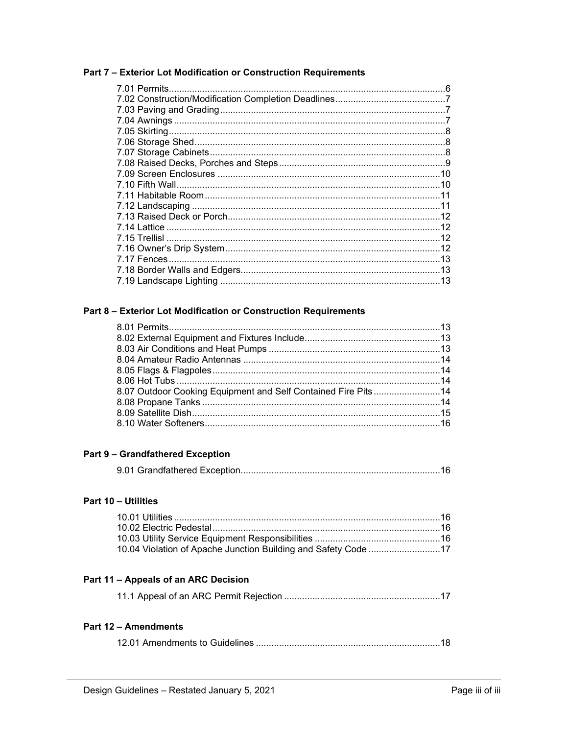**Part 7 – Exterior Lot Modification or Construction Requirements**

7.01 Permits....6
7.02 Construction/Modification Completion Deadlines....7
7.03 Paving and Grading....7
7.04 Awnings....7
7.05 Skirting....8
7.06 Storage Shed....8
7.07 Storage Cabinets....8
7.08 Raised Decks, Porches and Steps....9
7.09 Screen Enclosures....10
7.10 Fifth Wall....10
7.11 Habitable Room....11
7.12 Landscaping....11
7.13 Raised Deck or Porch....12
7.14 Lattice....12
7.15 Trellisl....12
7.16 Owner's Drip System....12
7.17 Fences....13
7.18 Border Walls and Edgers....13
7.19 Landscape Lighting....13

**Part 8 – Exterior Lot Modification or Construction Requirements**

8.01 Permits....13
8.02 External Equipment and Fixtures Include....13
8.03 Air Conditions and Heat Pumps....13
8.04 Amateur Radio Antennas....14
8.05 Flags & Flagpoles....14
8.06 Hot Tubs....14
8.07 Outdoor Cooking Equipment and Self Contained Fire Pits....14
8.08 Propane Tanks....14
8.09 Satellite Dish....15
8.10 Water Softeners....16

**Part 9 – Grandfathered Exception**

9.01 Grandfathered Exception....16

**Part 10 – Utilities**

10.01 Utilities....16
10.02 Electric Pedestal....16
10.03 Utility Service Equipment Responsibilities....16
10.04 Violation of Apache Junction Building and Safety Code....17

**Part 11 – Appeals of an ARC Decision**

11.1 Appeal of an ARC Permit Rejection....17

**Part 12 – Amendments**

12.01 Amendments to Guidelines....18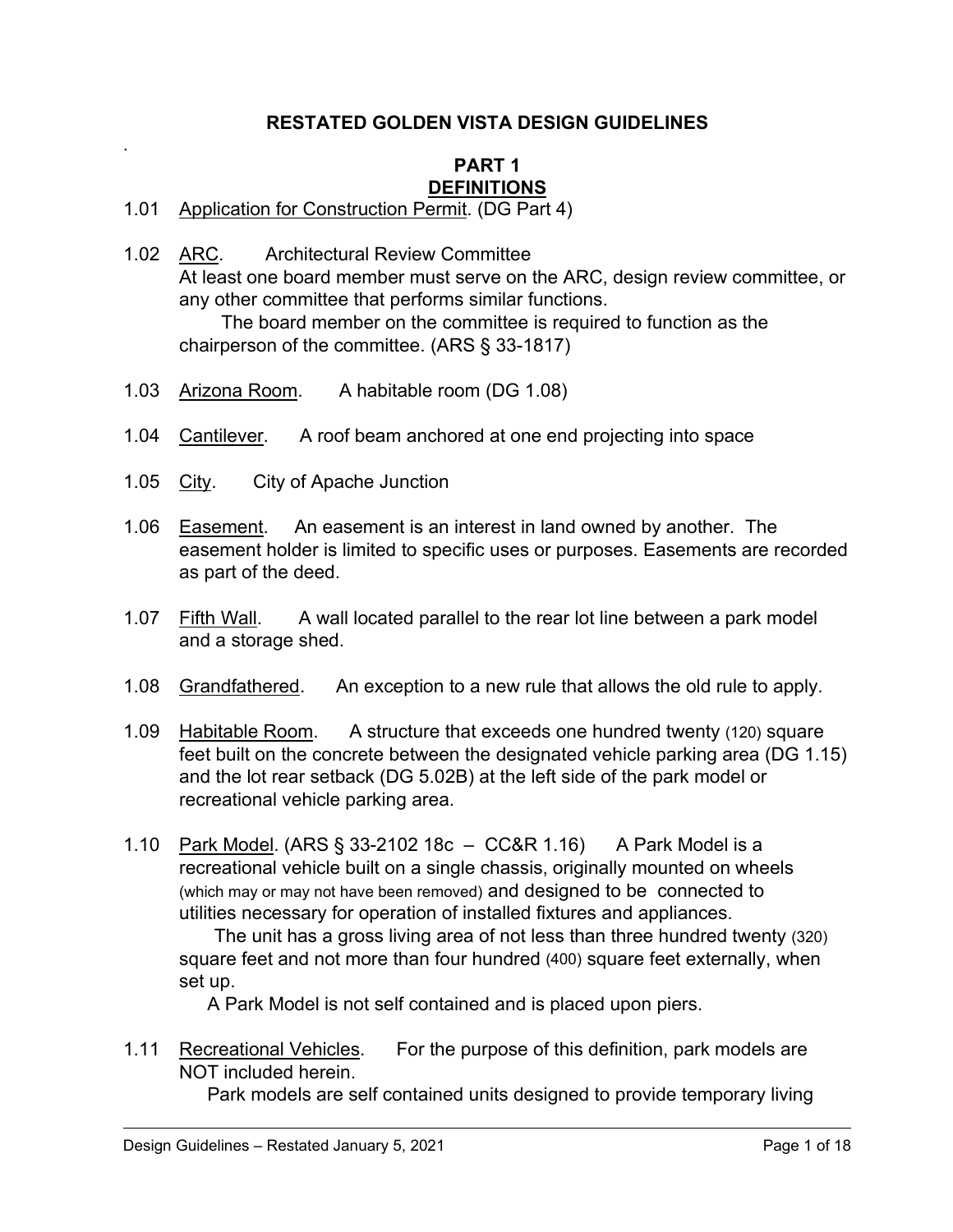# RESTATED GOLDEN VISTA DESIGN GUIDELINES

.

## PART 1
## DEFINITIONS

1.01 Application for Construction Permit. (DG Part 4)

1.02 ARC. Architectural Review Committee
At least one board member must serve on the ARC, design review committee, or any other committee that performs similar functions.
The board member on the committee is required to function as the chairperson of the committee. (ARS § 33-1817)

1.03 Arizona Room. A habitable room (DG 1.08)

1.04 Cantilever. A roof beam anchored at one end projecting into space

1.05 City. City of Apache Junction

1.06 Easement. An easement is an interest in land owned by another. The easement holder is limited to specific uses or purposes. Easements are recorded as part of the deed.

1.07 Fifth Wall. A wall located parallel to the rear lot line between a park model and a storage shed.

1.08 Grandfathered. An exception to a new rule that allows the old rule to apply.

1.09 Habitable Room. A structure that exceeds one hundred twenty (120) square feet built on the concrete between the designated vehicle parking area (DG 1.15) and the lot rear setback (DG 5.02B) at the left side of the park model or recreational vehicle parking area.

1.10 Park Model. (ARS § 33-2102 18c – CC&R 1.16) A Park Model is a recreational vehicle built on a single chassis, originally mounted on wheels (which may or may not have been removed) and designed to be connected to utilities necessary for operation of installed fixtures and appliances.
The unit has a gross living area of not less than three hundred twenty (320) square feet and not more than four hundred (400) square feet externally, when set up.
A Park Model is not self contained and is placed upon piers.

1.11 Recreational Vehicles. For the purpose of this definition, park models are NOT included herein.
Park models are self contained units designed to provide temporary living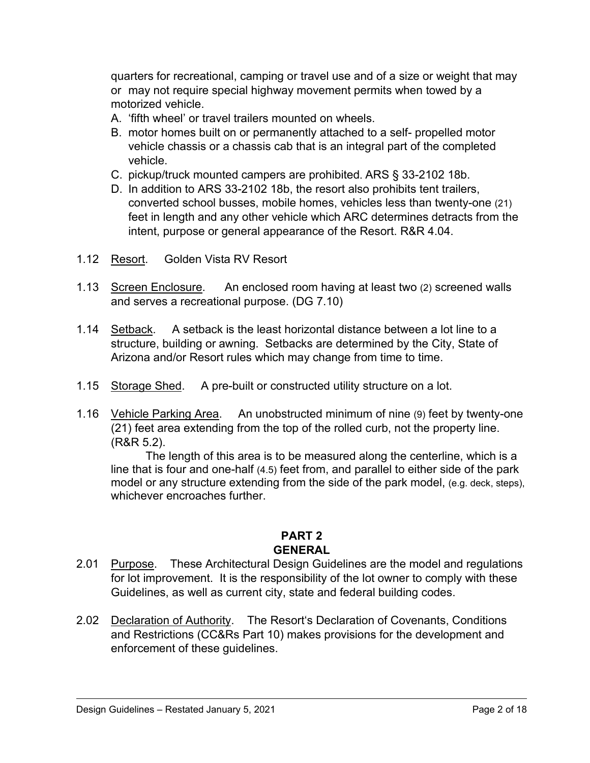quarters for recreational, camping or travel use and of a size or weight that may or may not require special highway movement permits when towed by a motorized vehicle.

A. 'fifth wheel' or travel trailers mounted on wheels.
B. motor homes built on or permanently attached to a self- propelled motor vehicle chassis or a chassis cab that is an integral part of the completed vehicle.
C. pickup/truck mounted campers are prohibited. ARS § 33-2102 18b.
D. In addition to ARS 33-2102 18b, the resort also prohibits tent trailers, converted school busses, mobile homes, vehicles less than twenty-one (21) feet in length and any other vehicle which ARC determines detracts from the intent, purpose or general appearance of the Resort. R&R 4.04.

1.12 Resort. Golden Vista RV Resort

1.13 Screen Enclosure. An enclosed room having at least two (2) screened walls and serves a recreational purpose. (DG 7.10)

1.14 Setback. A setback is the least horizontal distance between a lot line to a structure, building or awning. Setbacks are determined by the City, State of Arizona and/or Resort rules which may change from time to time.

1.15 Storage Shed. A pre-built or constructed utility structure on a lot.

1.16 Vehicle Parking Area. An unobstructed minimum of nine (9) feet by twenty-one (21) feet area extending from the top of the rolled curb, not the property line. (R&R 5.2).

The length of this area is to be measured along the centerline, which is a line that is four and one-half (4.5) feet from, and parallel to either side of the park model or any structure extending from the side of the park model, (e.g. deck, steps), whichever encroaches further.

## PART 2
## GENERAL

2.01 Purpose. These Architectural Design Guidelines are the model and regulations for lot improvement. It is the responsibility of the lot owner to comply with these Guidelines, as well as current city, state and federal building codes.

2.02 Declaration of Authority. The Resort's Declaration of Covenants, Conditions and Restrictions (CC&Rs Part 10) makes provisions for the development and enforcement of these guidelines.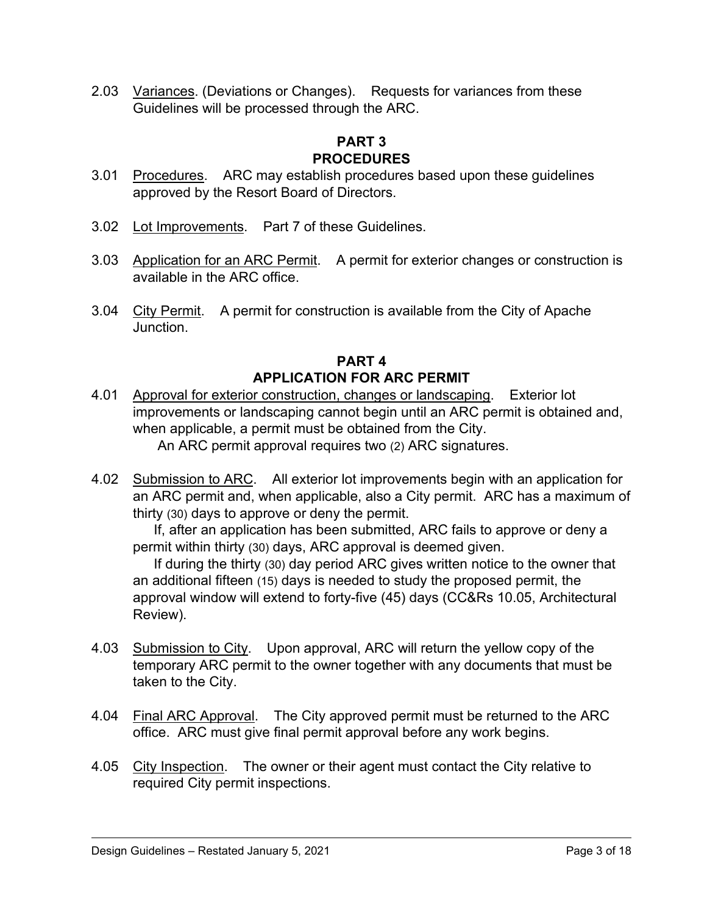2.03 Variances. (Deviations or Changes). Requests for variances from these Guidelines will be processed through the ARC.

## PART 3
## PROCEDURES

3.01 Procedures. ARC may establish procedures based upon these guidelines approved by the Resort Board of Directors.

3.02 Lot Improvements. Part 7 of these Guidelines.

3.03 Application for an ARC Permit. A permit for exterior changes or construction is available in the ARC office.

3.04 City Permit. A permit for construction is available from the City of Apache Junction.

## PART 4
## APPLICATION FOR ARC PERMIT

4.01 Approval for exterior construction, changes or landscaping. Exterior lot improvements or landscaping cannot begin until an ARC permit is obtained and, when applicable, a permit must be obtained from the City.
An ARC permit approval requires two (2) ARC signatures.

4.02 Submission to ARC. All exterior lot improvements begin with an application for an ARC permit and, when applicable, also a City permit. ARC has a maximum of thirty (30) days to approve or deny the permit.
If, after an application has been submitted, ARC fails to approve or deny a permit within thirty (30) days, ARC approval is deemed given.
If during the thirty (30) day period ARC gives written notice to the owner that an additional fifteen (15) days is needed to study the proposed permit, the approval window will extend to forty-five (45) days (CC&Rs 10.05, Architectural Review).

4.03 Submission to City. Upon approval, ARC will return the yellow copy of the temporary ARC permit to the owner together with any documents that must be taken to the City.

4.04 Final ARC Approval. The City approved permit must be returned to the ARC office. ARC must give final permit approval before any work begins.

4.05 City Inspection. The owner or their agent must contact the City relative to required City permit inspections.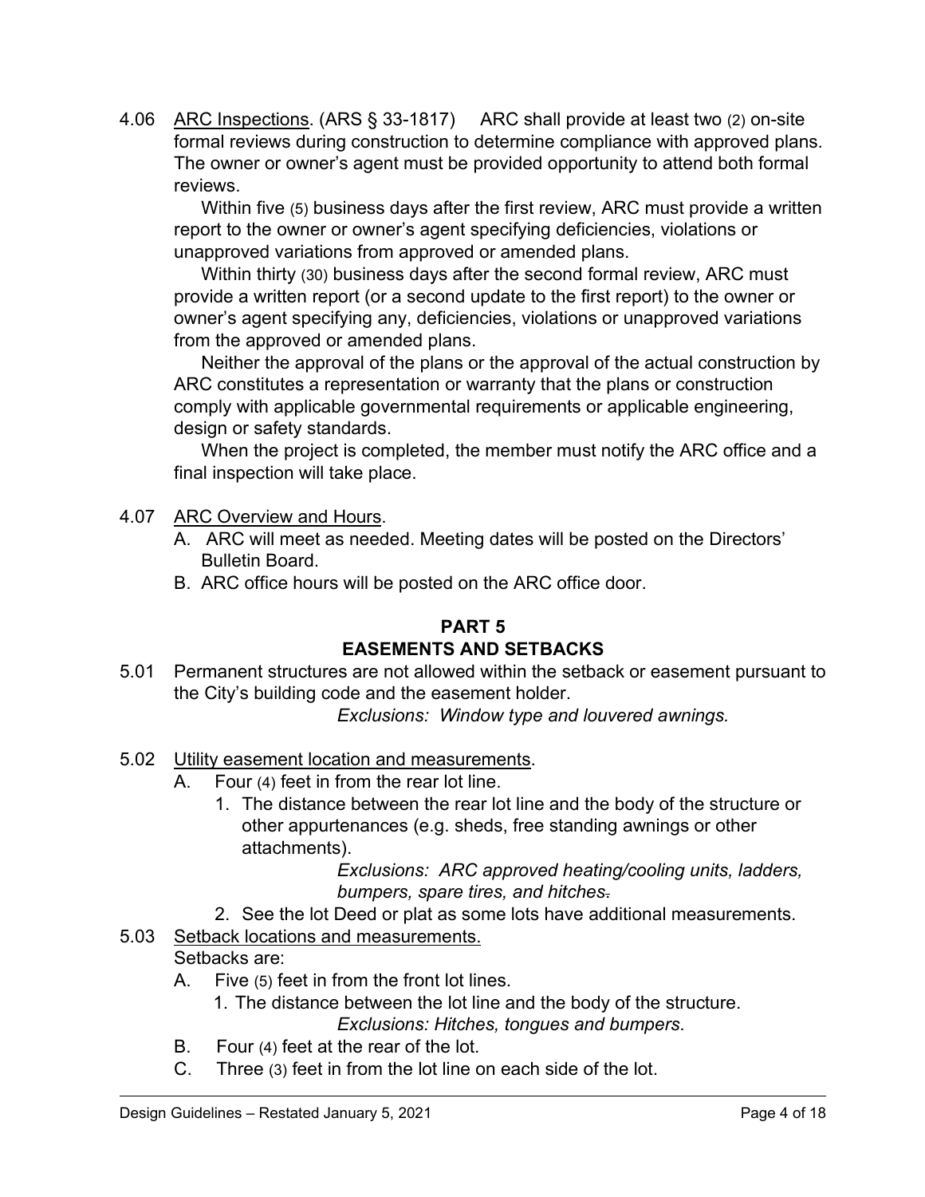4.06 <u>ARC Inspections</u>. (ARS § 33-1817) ARC shall provide at least two (2) on-site formal reviews during construction to determine compliance with approved plans. The owner or owner's agent must be provided opportunity to attend both formal reviews.

Within five (5) business days after the first review, ARC must provide a written report to the owner or owner's agent specifying deficiencies, violations or unapproved variations from approved or amended plans.

Within thirty (30) business days after the second formal review, ARC must provide a written report (or a second update to the first report) to the owner or owner's agent specifying any, deficiencies, violations or unapproved variations from the approved or amended plans.

Neither the approval of the plans or the approval of the actual construction by ARC constitutes a representation or warranty that the plans or construction comply with applicable governmental requirements or applicable engineering, design or safety standards.

When the project is completed, the member must notify the ARC office and a final inspection will take place.

4.07 <u>ARC Overview and Hours</u>.

A. ARC will meet as needed. Meeting dates will be posted on the Directors' Bulletin Board.

B. ARC office hours will be posted on the ARC office door.

## PART 5
## EASEMENTS AND SETBACKS

5.01 Permanent structures are not allowed within the setback or easement pursuant to the City's building code and the easement holder.

*Exclusions: Window type and louvered awnings.*

5.02 <u>Utility easement location and measurements</u>.

A. Four (4) feet in from the rear lot line.

1. The distance between the rear lot line and the body of the structure or other appurtenances (e.g. sheds, free standing awnings or other attachments).

*Exclusions: ARC approved heating/cooling units, ladders, bumpers, spare tires, and hitches~~.~~*

2. See the lot Deed or plat as some lots have additional measurements.

5.03 <u>Setback locations and measurements.</u>

Setbacks are:

A. Five (5) feet in from the front lot lines.

1. The distance between the lot line and the body of the structure.

*Exclusions: Hitches, tongues and bumpers*.

B. Four (4) feet at the rear of the lot.

C. Three (3) feet in from the lot line on each side of the lot.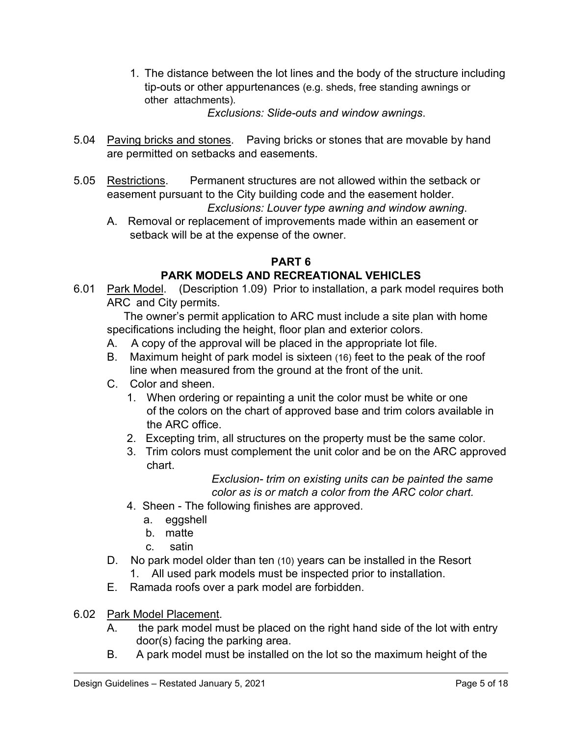1. The distance between the lot lines and the body of the structure including tip-outs or other appurtenances (e.g. sheds, free standing awnings or other attachments).

   *Exclusions: Slide-outs and window awnings*.

5.04 Paving bricks and stones. Paving bricks or stones that are movable by hand are permitted on setbacks and easements.

5.05 Restrictions. Permanent structures are not allowed within the setback or easement pursuant to the City building code and the easement holder.

*Exclusions: Louver type awning and window awning*.

A. Removal or replacement of improvements made within an easement or setback will be at the expense of the owner.

## PART 6
## PARK MODELS AND RECREATIONAL VEHICLES

6.01 Park Model. (Description 1.09) Prior to installation, a park model requires both ARC and City permits.

The owner's permit application to ARC must include a site plan with home specifications including the height, floor plan and exterior colors.

A. A copy of the approval will be placed in the appropriate lot file.

B. Maximum height of park model is sixteen (16) feet to the peak of the roof line when measured from the ground at the front of the unit.

C. Color and sheen.

1. When ordering or repainting a unit the color must be white or one of the colors on the chart of approved base and trim colors available in the ARC office.
2. Excepting trim, all structures on the property must be the same color.
3. Trim colors must complement the unit color and be on the ARC approved chart.

   *Exclusion- trim on existing units can be painted the same color as is or match a color from the ARC color chart.*

4. Sheen - The following finishes are approved.
   a. eggshell
   b. matte
   c. satin

D. No park model older than ten (10) years can be installed in the Resort

1. All used park models must be inspected prior to installation.

E. Ramada roofs over a park model are forbidden.

6.02 Park Model Placement.

A. the park model must be placed on the right hand side of the lot with entry door(s) facing the parking area.

B. A park model must be installed on the lot so the maximum height of the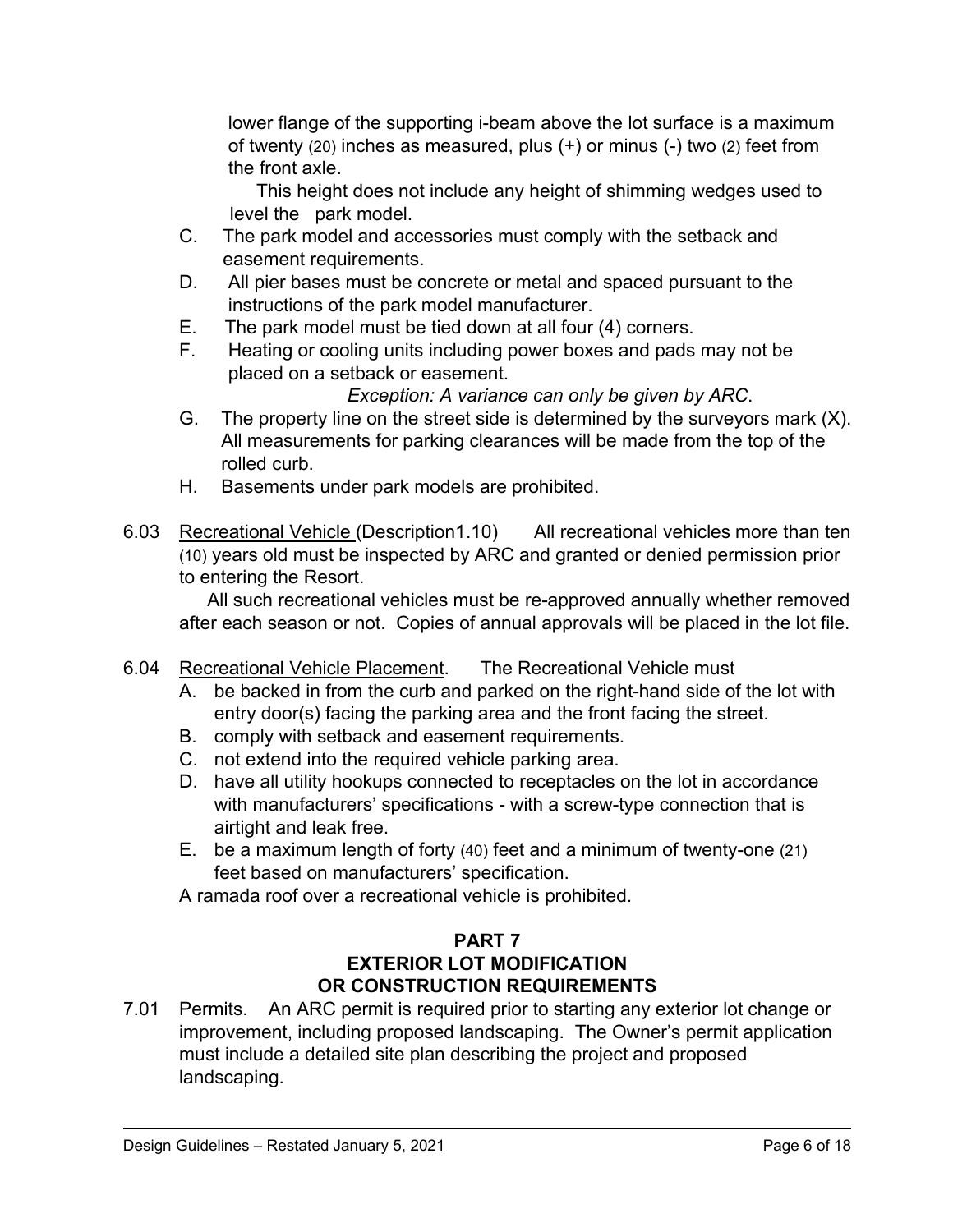lower flange of the supporting i-beam above the lot surface is a maximum of twenty (20) inches as measured, plus (+) or minus (-) two (2) feet from the front axle.

This height does not include any height of shimming wedges used to level the park model.

C. The park model and accessories must comply with the setback and easement requirements.

D. All pier bases must be concrete or metal and spaced pursuant to the instructions of the park model manufacturer.

E. The park model must be tied down at all four (4) corners.

F. Heating or cooling units including power boxes and pads may not be placed on a setback or easement.

*Exception: A variance can only be given by ARC*.

G. The property line on the street side is determined by the surveyors mark (X). All measurements for parking clearances will be made from the top of the rolled curb.

H. Basements under park models are prohibited.

6.03 Recreational Vehicle (Description1.10) All recreational vehicles more than ten (10) years old must be inspected by ARC and granted or denied permission prior to entering the Resort.

All such recreational vehicles must be re-approved annually whether removed after each season or not. Copies of annual approvals will be placed in the lot file.

6.04 Recreational Vehicle Placement. The Recreational Vehicle must

A. be backed in from the curb and parked on the right-hand side of the lot with entry door(s) facing the parking area and the front facing the street.

B. comply with setback and easement requirements.

C. not extend into the required vehicle parking area.

D. have all utility hookups connected to receptacles on the lot in accordance with manufacturers' specifications - with a screw-type connection that is airtight and leak free.

E. be a maximum length of forty (40) feet and a minimum of twenty-one (21) feet based on manufacturers' specification.

A ramada roof over a recreational vehicle is prohibited.

## PART 7
## EXTERIOR LOT MODIFICATION OR CONSTRUCTION REQUIREMENTS

7.01 Permits. An ARC permit is required prior to starting any exterior lot change or improvement, including proposed landscaping. The Owner's permit application must include a detailed site plan describing the project and proposed landscaping.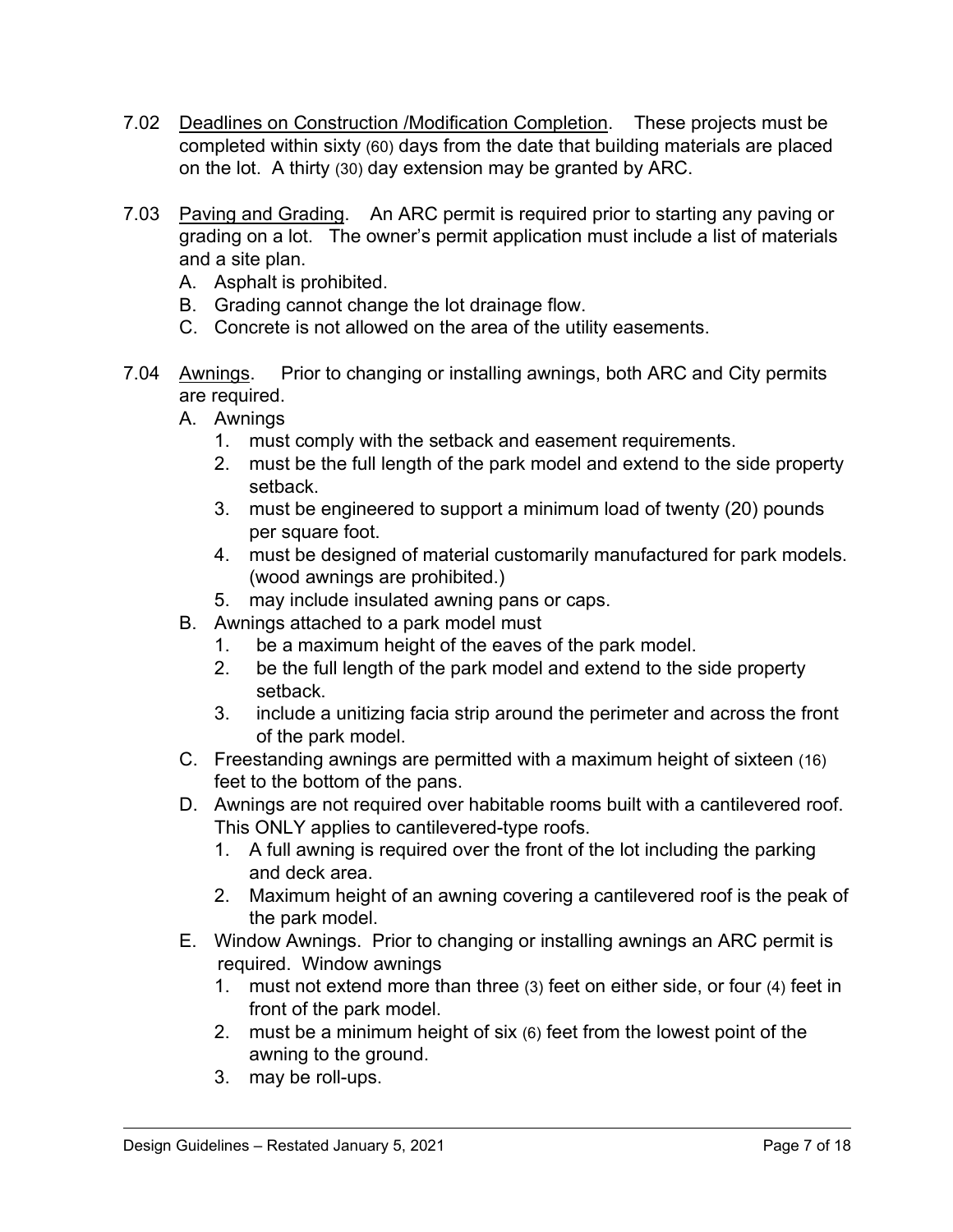7.02 Deadlines on Construction /Modification Completion. These projects must be completed within sixty (60) days from the date that building materials are placed on the lot. A thirty (30) day extension may be granted by ARC.

7.03 Paving and Grading. An ARC permit is required prior to starting any paving or grading on a lot. The owner's permit application must include a list of materials and a site plan.

A. Asphalt is prohibited.
B. Grading cannot change the lot drainage flow.
C. Concrete is not allowed on the area of the utility easements.

7.04 Awnings. Prior to changing or installing awnings, both ARC and City permits are required.

A. Awnings
   1. must comply with the setback and easement requirements.
   2. must be the full length of the park model and extend to the side property setback.
   3. must be engineered to support a minimum load of twenty (20) pounds per square foot.
   4. must be designed of material customarily manufactured for park models. (wood awnings are prohibited.)
   5. may include insulated awning pans or caps.
B. Awnings attached to a park model must
   1. be a maximum height of the eaves of the park model.
   2. be the full length of the park model and extend to the side property setback.
   3. include a unitizing facia strip around the perimeter and across the front of the park model.
C. Freestanding awnings are permitted with a maximum height of sixteen (16) feet to the bottom of the pans.
D. Awnings are not required over habitable rooms built with a cantilevered roof. This ONLY applies to cantilevered-type roofs.
   1. A full awning is required over the front of the lot including the parking and deck area.
   2. Maximum height of an awning covering a cantilevered roof is the peak of the park model.
E. Window Awnings. Prior to changing or installing awnings an ARC permit is required. Window awnings
   1. must not extend more than three (3) feet on either side, or four (4) feet in front of the park model.
   2. must be a minimum height of six (6) feet from the lowest point of the awning to the ground.
   3. may be roll-ups.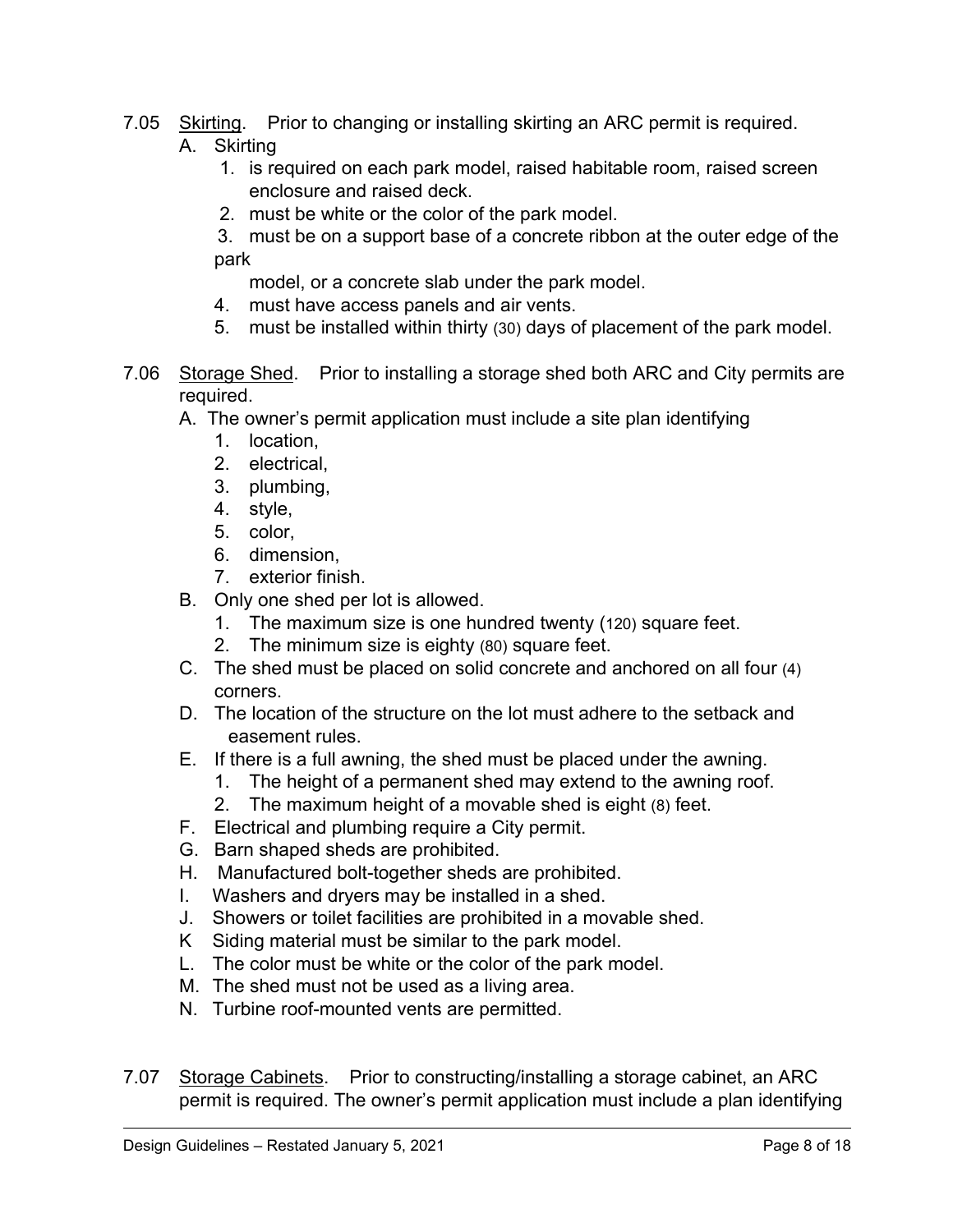7.05 Skirting. Prior to changing or installing skirting an ARC permit is required.

A. Skirting
   1. is required on each park model, raised habitable room, raised screen enclosure and raised deck.
   2. must be white or the color of the park model.
   3. must be on a support base of a concrete ribbon at the outer edge of the park model, or a concrete slab under the park model.
   4. must have access panels and air vents.
   5. must be installed within thirty (30) days of placement of the park model.

7.06 Storage Shed. Prior to installing a storage shed both ARC and City permits are required.

A. The owner's permit application must include a site plan identifying
   1. location,
   2. electrical,
   3. plumbing,
   4. style,
   5. color,
   6. dimension,
   7. exterior finish.

B. Only one shed per lot is allowed.
   1. The maximum size is one hundred twenty (120) square feet.
   2. The minimum size is eighty (80) square feet.

C. The shed must be placed on solid concrete and anchored on all four (4) corners.

D. The location of the structure on the lot must adhere to the setback and easement rules.

E. If there is a full awning, the shed must be placed under the awning.
   1. The height of a permanent shed may extend to the awning roof.
   2. The maximum height of a movable shed is eight (8) feet.

F. Electrical and plumbing require a City permit.

G. Barn shaped sheds are prohibited.

H. Manufactured bolt-together sheds are prohibited.

I. Washers and dryers may be installed in a shed.

J. Showers or toilet facilities are prohibited in a movable shed.

K Siding material must be similar to the park model.

L. The color must be white or the color of the park model.

M. The shed must not be used as a living area.

N. Turbine roof-mounted vents are permitted.

7.07 Storage Cabinets. Prior to constructing/installing a storage cabinet, an ARC permit is required. The owner's permit application must include a plan identifying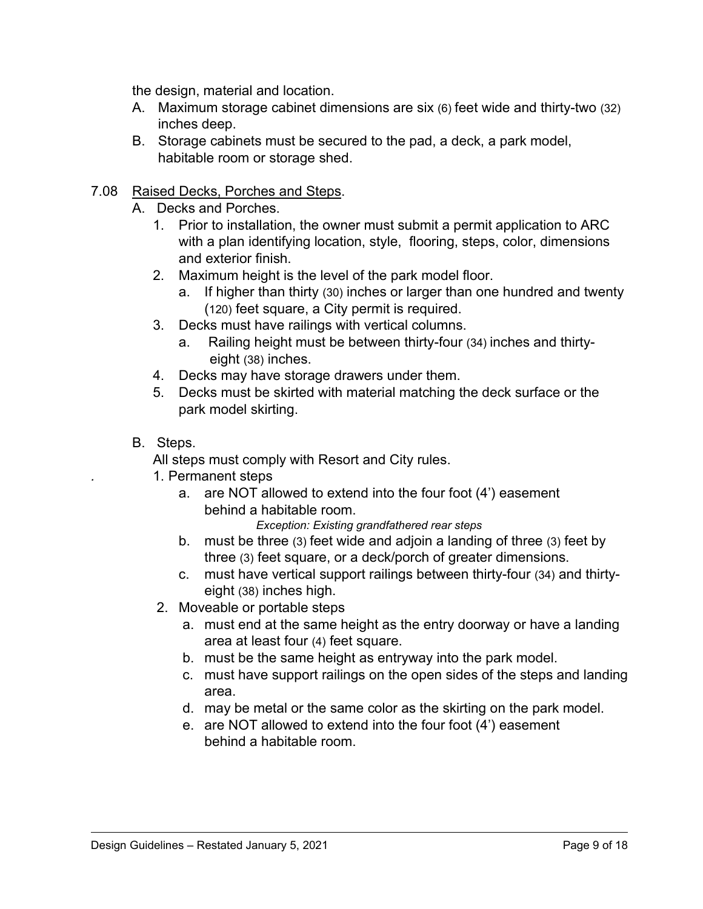the design, material and location.

A. Maximum storage cabinet dimensions are six (6) feet wide and thirty-two (32) inches deep.
B. Storage cabinets must be secured to the pad, a deck, a park model, habitable room or storage shed.

7.08 Raised Decks, Porches and Steps.

A. Decks and Porches.
   1. Prior to installation, the owner must submit a permit application to ARC with a plan identifying location, style, flooring, steps, color, dimensions and exterior finish.
   2. Maximum height is the level of the park model floor.
      a. If higher than thirty (30) inches or larger than one hundred and twenty (120) feet square, a City permit is required.
   3. Decks must have railings with vertical columns.
      a. Railing height must be between thirty-four (34) inches and thirty-eight (38) inches.
   4. Decks may have storage drawers under them.
   5. Decks must be skirted with material matching the deck surface or the park model skirting.

B. Steps.

All steps must comply with Resort and City rules.

1. Permanent steps
   a. are NOT allowed to extend into the four foot (4') easement behind a habitable room.
      *Exception: Existing grandfathered rear steps*
   b. must be three (3) feet wide and adjoin a landing of three (3) feet by three (3) feet square, or a deck/porch of greater dimensions.
   c. must have vertical support railings between thirty-four (34) and thirty-eight (38) inches high.
2. Moveable or portable steps
   a. must end at the same height as the entry doorway or have a landing area at least four (4) feet square.
   b. must be the same height as entryway into the park model.
   c. must have support railings on the open sides of the steps and landing area.
   d. may be metal or the same color as the skirting on the park model.
   e. are NOT allowed to extend into the four foot (4') easement behind a habitable room.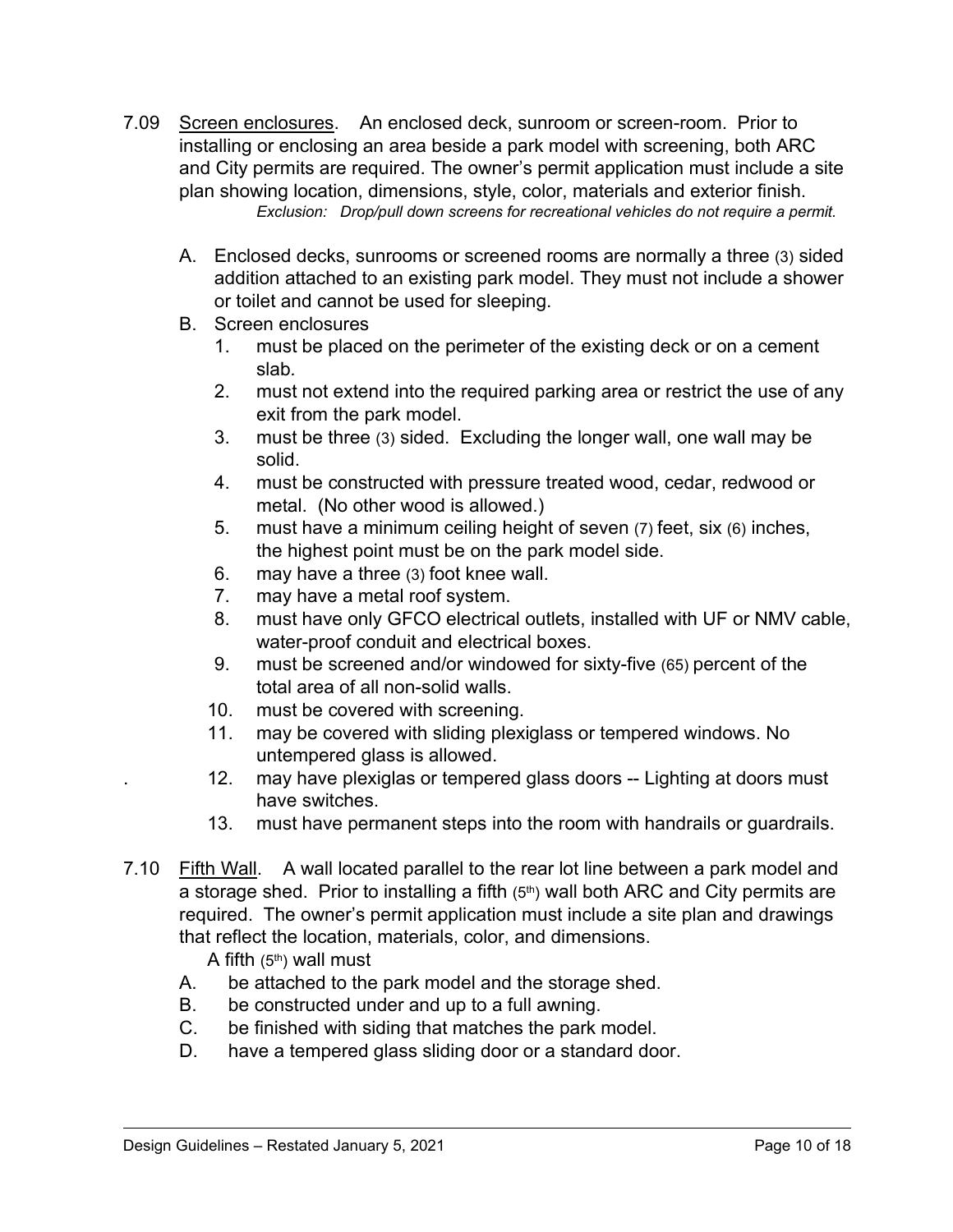7.09 Screen enclosures. An enclosed deck, sunroom or screen-room. Prior to installing or enclosing an area beside a park model with screening, both ARC and City permits are required. The owner's permit application must include a site plan showing location, dimensions, style, color, materials and exterior finish.

*Exclusion: Drop/pull down screens for recreational vehicles do not require a permit.*

A. Enclosed decks, sunrooms or screened rooms are normally a three (3) sided addition attached to an existing park model. They must not include a shower or toilet and cannot be used for sleeping.

B. Screen enclosures

1. must be placed on the perimeter of the existing deck or on a cement slab.
2. must not extend into the required parking area or restrict the use of any exit from the park model.
3. must be three (3) sided. Excluding the longer wall, one wall may be solid.
4. must be constructed with pressure treated wood, cedar, redwood or metal. (No other wood is allowed.)
5. must have a minimum ceiling height of seven (7) feet, six (6) inches, the highest point must be on the park model side.
6. may have a three (3) foot knee wall.
7. may have a metal roof system.
8. must have only GFCO electrical outlets, installed with UF or NMV cable, water-proof conduit and electrical boxes.
9. must be screened and/or windowed for sixty-five (65) percent of the total area of all non-solid walls.
10. must be covered with screening.
11. may be covered with sliding plexiglass or tempered windows. No untempered glass is allowed.
12. may have plexiglas or tempered glass doors -- Lighting at doors must have switches.
13. must have permanent steps into the room with handrails or guardrails.

7.10 Fifth Wall. A wall located parallel to the rear lot line between a park model and a storage shed. Prior to installing a fifth (5th) wall both ARC and City permits are required. The owner's permit application must include a site plan and drawings that reflect the location, materials, color, and dimensions.

A fifth (5th) wall must

A. be attached to the park model and the storage shed.
B. be constructed under and up to a full awning.
C. be finished with siding that matches the park model.
D. have a tempered glass sliding door or a standard door.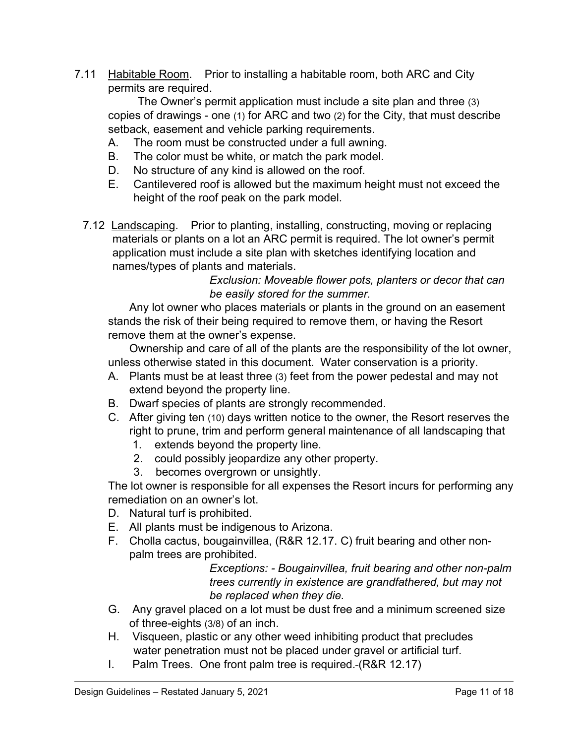7.11 Habitable Room. Prior to installing a habitable room, both ARC and City permits are required.

The Owner's permit application must include a site plan and three (3) copies of drawings - one (1) for ARC and two (2) for the City, that must describe setback, easement and vehicle parking requirements.

A. The room must be constructed under a full awning.
B. The color must be white, or match the park model.
D. No structure of any kind is allowed on the roof.
E. Cantilevered roof is allowed but the maximum height must not exceed the height of the roof peak on the park model.

7.12 Landscaping. Prior to planting, installing, constructing, moving or replacing materials or plants on a lot an ARC permit is required. The lot owner's permit application must include a site plan with sketches identifying location and names/types of plants and materials.

*Exclusion: Moveable flower pots, planters or decor that can be easily stored for the summer.*

Any lot owner who places materials or plants in the ground on an easement stands the risk of their being required to remove them, or having the Resort remove them at the owner's expense.

Ownership and care of all of the plants are the responsibility of the lot owner, unless otherwise stated in this document. Water conservation is a priority.

A. Plants must be at least three (3) feet from the power pedestal and may not extend beyond the property line.
B. Dwarf species of plants are strongly recommended.
C. After giving ten (10) days written notice to the owner, the Resort reserves the right to prune, trim and perform general maintenance of all landscaping that
   1. extends beyond the property line.
   2. could possibly jeopardize any other property.
   3. becomes overgrown or unsightly.

The lot owner is responsible for all expenses the Resort incurs for performing any remediation on an owner's lot.

D. Natural turf is prohibited.
E. All plants must be indigenous to Arizona.
F. Cholla cactus, bougainvillea, (R&R 12.17. C) fruit bearing and other non-palm trees are prohibited.

   *Exceptions: - Bougainvillea, fruit bearing and other non-palm trees currently in existence are grandfathered, but may not be replaced when they die.*

G. Any gravel placed on a lot must be dust free and a minimum screened size of three-eights (3/8) of an inch.
H. Visqueen, plastic or any other weed inhibiting product that precludes water penetration must not be placed under gravel or artificial turf.
I. Palm Trees. One front palm tree is required. (R&R 12.17)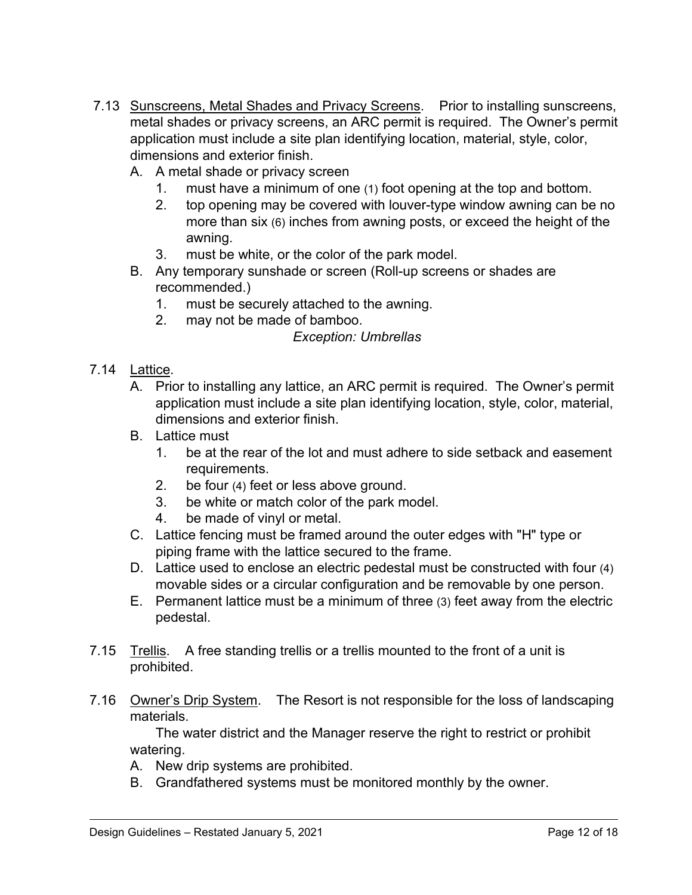7.13 Sunscreens, Metal Shades and Privacy Screens. Prior to installing sunscreens, metal shades or privacy screens, an ARC permit is required. The Owner's permit application must include a site plan identifying location, material, style, color, dimensions and exterior finish.

A. A metal shade or privacy screen
   1. must have a minimum of one (1) foot opening at the top and bottom.
   2. top opening may be covered with louver-type window awning can be no more than six (6) inches from awning posts, or exceed the height of the awning.
   3. must be white, or the color of the park model.

B. Any temporary sunshade or screen (Roll-up screens or shades are recommended.)
   1. must be securely attached to the awning.
   2. may not be made of bamboo.

*Exception: Umbrellas*

7.14 Lattice.

A. Prior to installing any lattice, an ARC permit is required. The Owner's permit application must include a site plan identifying location, style, color, material, dimensions and exterior finish.

B. Lattice must
   1. be at the rear of the lot and must adhere to side setback and easement requirements.
   2. be four (4) feet or less above ground.
   3. be white or match color of the park model.
   4. be made of vinyl or metal.

C. Lattice fencing must be framed around the outer edges with "H" type or piping frame with the lattice secured to the frame.

D. Lattice used to enclose an electric pedestal must be constructed with four (4) movable sides or a circular configuration and be removable by one person.

E. Permanent lattice must be a minimum of three (3) feet away from the electric pedestal.

7.15 Trellis. A free standing trellis or a trellis mounted to the front of a unit is prohibited.

7.16 Owner's Drip System. The Resort is not responsible for the loss of landscaping materials.

The water district and the Manager reserve the right to restrict or prohibit watering.

A. New drip systems are prohibited.

B. Grandfathered systems must be monitored monthly by the owner.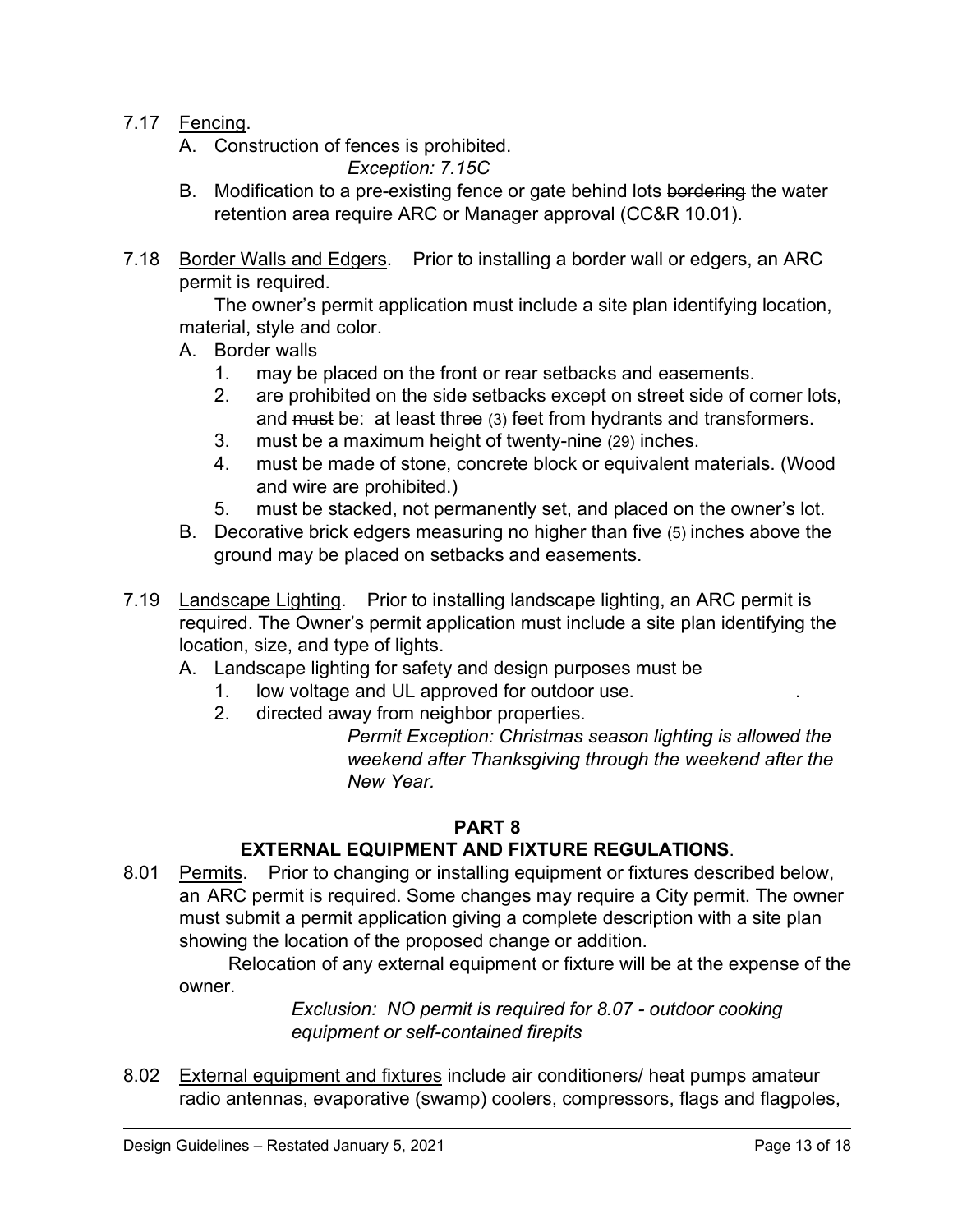7.17 Fencing.

A. Construction of fences is prohibited.

*Exception: 7.15C*

B. Modification to a pre-existing fence or gate behind lots ~~bordering~~ the water retention area require ARC or Manager approval (CC&R 10.01).

7.18 Border Walls and Edgers. Prior to installing a border wall or edgers, an ARC permit is required.

The owner's permit application must include a site plan identifying location, material, style and color.

A. Border walls

1. may be placed on the front or rear setbacks and easements.
2. are prohibited on the side setbacks except on street side of corner lots, and ~~must~~ be: at least three (3) feet from hydrants and transformers.
3. must be a maximum height of twenty-nine (29) inches.
4. must be made of stone, concrete block or equivalent materials. (Wood and wire are prohibited.)
5. must be stacked, not permanently set, and placed on the owner's lot.

B. Decorative brick edgers measuring no higher than five (5) inches above the ground may be placed on setbacks and easements.

7.19 Landscape Lighting. Prior to installing landscape lighting, an ARC permit is required. The Owner's permit application must include a site plan identifying the location, size, and type of lights.

A. Landscape lighting for safety and design purposes must be

1. low voltage and UL approved for outdoor use.
2. directed away from neighbor properties.

*Permit Exception: Christmas season lighting is allowed the weekend after Thanksgiving through the weekend after the New Year.*

## PART 8
## EXTERNAL EQUIPMENT AND FIXTURE REGULATIONS.

8.01 Permits. Prior to changing or installing equipment or fixtures described below, an ARC permit is required. Some changes may require a City permit. The owner must submit a permit application giving a complete description with a site plan showing the location of the proposed change or addition.

Relocation of any external equipment or fixture will be at the expense of the owner.

*Exclusion: NO permit is required for 8.07 - outdoor cooking equipment or self-contained firepits*

8.02 External equipment and fixtures include air conditioners/ heat pumps amateur radio antennas, evaporative (swamp) coolers, compressors, flags and flagpoles,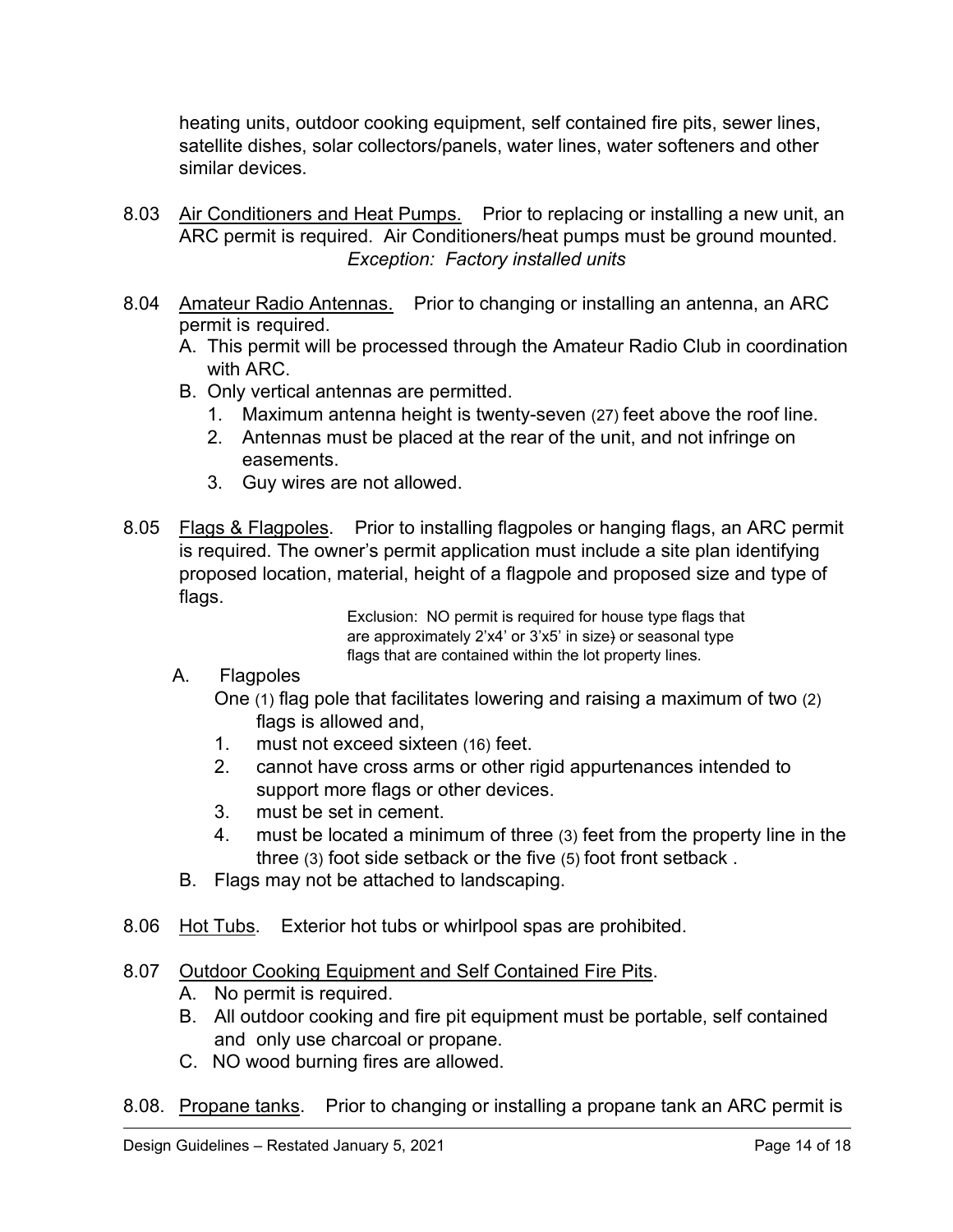heating units, outdoor cooking equipment, self contained fire pits, sewer lines, satellite dishes, solar collectors/panels, water lines, water softeners and other similar devices.

8.03 Air Conditioners and Heat Pumps. Prior to replacing or installing a new unit, an ARC permit is required. Air Conditioners/heat pumps must be ground mounted.

*Exception: Factory installed units*

8.04 Amateur Radio Antennas. Prior to changing or installing an antenna, an ARC permit is required.

A. This permit will be processed through the Amateur Radio Club in coordination with ARC.
B. Only vertical antennas are permitted.
   1. Maximum antenna height is twenty-seven (27) feet above the roof line.
   2. Antennas must be placed at the rear of the unit, and not infringe on easements.
   3. Guy wires are not allowed.

8.05 Flags & Flagpoles. Prior to installing flagpoles or hanging flags, an ARC permit is required. The owner's permit application must include a site plan identifying proposed location, material, height of a flagpole and proposed size and type of flags.

Exclusion: NO permit is required for house type flags that are approximately 2'x4' or 3'x5' in size) or seasonal type flags that are contained within the lot property lines.

A. Flagpoles

   One (1) flag pole that facilitates lowering and raising a maximum of two (2) flags is allowed and,
   1. must not exceed sixteen (16) feet.
   2. cannot have cross arms or other rigid appurtenances intended to support more flags or other devices.
   3. must be set in cement.
   4. must be located a minimum of three (3) feet from the property line in the three (3) foot side setback or the five (5) foot front setback .

B. Flags may not be attached to landscaping.

8.06 Hot Tubs. Exterior hot tubs or whirlpool spas are prohibited.

8.07 Outdoor Cooking Equipment and Self Contained Fire Pits.

A. No permit is required.
B. All outdoor cooking and fire pit equipment must be portable, self contained and only use charcoal or propane.
C. NO wood burning fires are allowed.

8.08. Propane tanks. Prior to changing or installing a propane tank an ARC permit is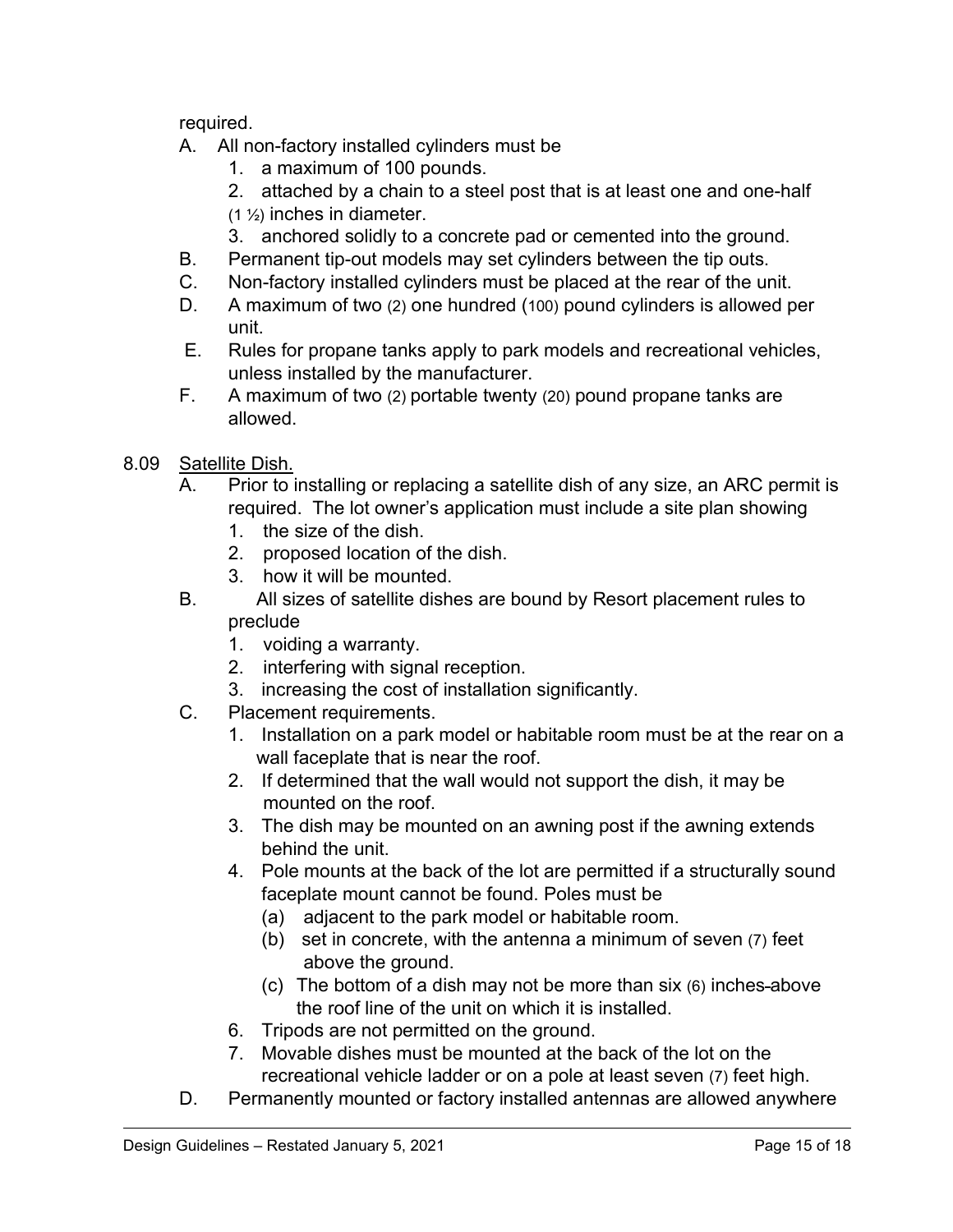required.

A. All non-factory installed cylinders must be
   1. a maximum of 100 pounds.
   2. attached by a chain to a steel post that is at least one and one-half (1 ½) inches in diameter.
   3. anchored solidly to a concrete pad or cemented into the ground.

B. Permanent tip-out models may set cylinders between the tip outs.

C. Non-factory installed cylinders must be placed at the rear of the unit.

D. A maximum of two (2) one hundred (100) pound cylinders is allowed per unit.

E. Rules for propane tanks apply to park models and recreational vehicles, unless installed by the manufacturer.

F. A maximum of two (2) portable twenty (20) pound propane tanks are allowed.

8.09 Satellite Dish.

A. Prior to installing or replacing a satellite dish of any size, an ARC permit is required. The lot owner's application must include a site plan showing
   1. the size of the dish.
   2. proposed location of the dish.
   3. how it will be mounted.

B. All sizes of satellite dishes are bound by Resort placement rules to preclude
   1. voiding a warranty.
   2. interfering with signal reception.
   3. increasing the cost of installation significantly.

C. Placement requirements.
   1. Installation on a park model or habitable room must be at the rear on a wall faceplate that is near the roof.
   2. If determined that the wall would not support the dish, it may be mounted on the roof.
   3. The dish may be mounted on an awning post if the awning extends behind the unit.
   4. Pole mounts at the back of the lot are permitted if a structurally sound faceplate mount cannot be found. Poles must be
      (a) adjacent to the park model or habitable room.
      (b) set in concrete, with the antenna a minimum of seven (7) feet above the ground.
      (c) The bottom of a dish may not be more than six (6) inches above the roof line of the unit on which it is installed.
   6. Tripods are not permitted on the ground.
   7. Movable dishes must be mounted at the back of the lot on the recreational vehicle ladder or on a pole at least seven (7) feet high.

D. Permanently mounted or factory installed antennas are allowed anywhere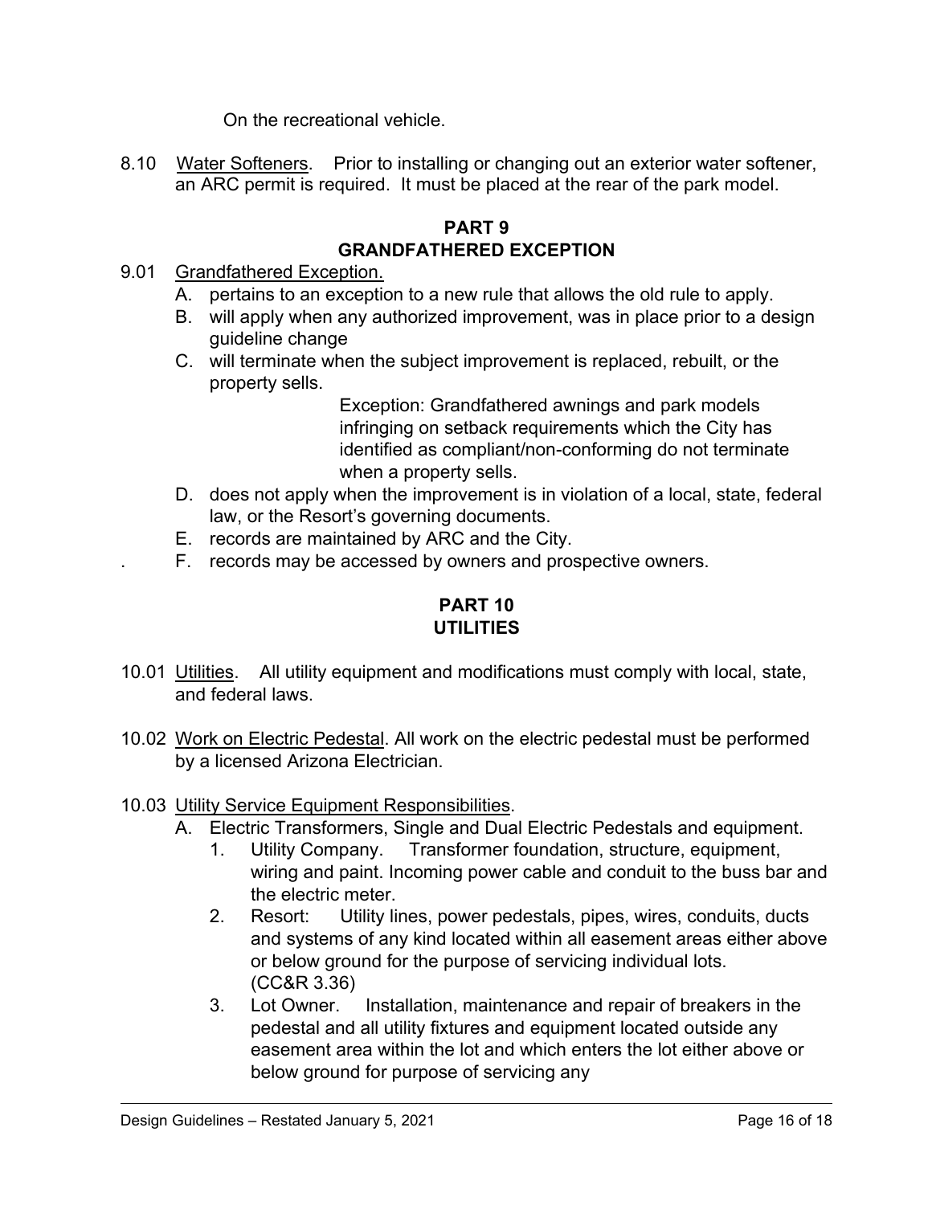On the recreational vehicle.

8.10 Water Softeners. Prior to installing or changing out an exterior water softener, an ARC permit is required. It must be placed at the rear of the park model.

## PART 9
## GRANDFATHERED EXCEPTION

9.01 Grandfathered Exception.

A. pertains to an exception to a new rule that allows the old rule to apply.

B. will apply when any authorized improvement, was in place prior to a design guideline change

C. will terminate when the subject improvement is replaced, rebuilt, or the property sells.

   Exception: Grandfathered awnings and park models infringing on setback requirements which the City has identified as compliant/non-conforming do not terminate when a property sells.

D. does not apply when the improvement is in violation of a local, state, federal law, or the Resort's governing documents.

E. records are maintained by ARC and the City.

F. records may be accessed by owners and prospective owners.

## PART 10
## UTILITIES

10.01 Utilities. All utility equipment and modifications must comply with local, state, and federal laws.

10.02 Work on Electric Pedestal. All work on the electric pedestal must be performed by a licensed Arizona Electrician.

10.03 Utility Service Equipment Responsibilities.

A. Electric Transformers, Single and Dual Electric Pedestals and equipment.

   1. Utility Company. Transformer foundation, structure, equipment, wiring and paint. Incoming power cable and conduit to the buss bar and the electric meter.
   2. Resort: Utility lines, power pedestals, pipes, wires, conduits, ducts and systems of any kind located within all easement areas either above or below ground for the purpose of servicing individual lots. (CC&R 3.36)
   3. Lot Owner. Installation, maintenance and repair of breakers in the pedestal and all utility fixtures and equipment located outside any easement area within the lot and which enters the lot either above or below ground for purpose of servicing any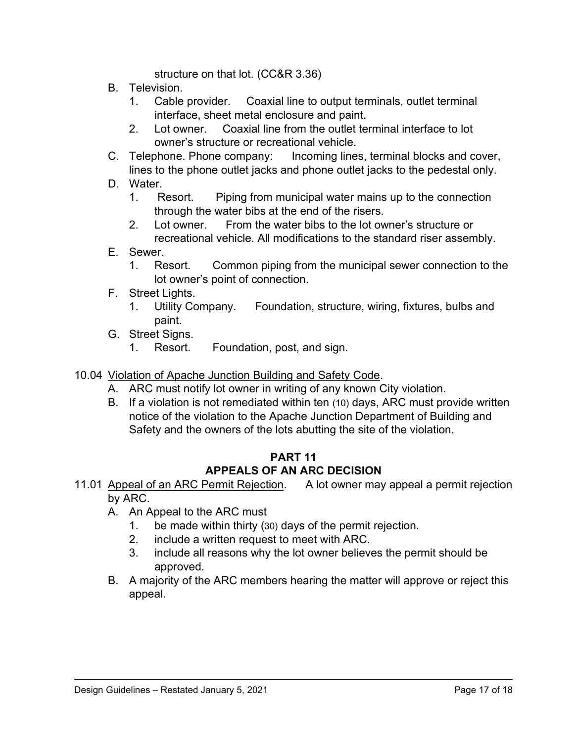structure on that lot. (CC&R 3.36)

B. Television.
   1. Cable provider. Coaxial line to output terminals, outlet terminal interface, sheet metal enclosure and paint.
   2. Lot owner. Coaxial line from the outlet terminal interface to lot owner's structure or recreational vehicle.
C. Telephone. Phone company: Incoming lines, terminal blocks and cover, lines to the phone outlet jacks and phone outlet jacks to the pedestal only.
D. Water.
   1. Resort. Piping from municipal water mains up to the connection through the water bibs at the end of the risers.
   2. Lot owner. From the water bibs to the lot owner's structure or recreational vehicle. All modifications to the standard riser assembly.
E. Sewer.
   1. Resort. Common piping from the municipal sewer connection to the lot owner's point of connection.
F. Street Lights.
   1. Utility Company. Foundation, structure, wiring, fixtures, bulbs and paint.
G. Street Signs.
   1. Resort. Foundation, post, and sign.

10.04 Violation of Apache Junction Building and Safety Code.

A. ARC must notify lot owner in writing of any known City violation.
B. If a violation is not remediated within ten (10) days, ARC must provide written notice of the violation to the Apache Junction Department of Building and Safety and the owners of the lots abutting the site of the violation.

## PART 11
## APPEALS OF AN ARC DECISION

11.01 Appeal of an ARC Permit Rejection. A lot owner may appeal a permit rejection by ARC.

A. An Appeal to the ARC must
   1. be made within thirty (30) days of the permit rejection.
   2. include a written request to meet with ARC.
   3. include all reasons why the lot owner believes the permit should be approved.
B. A majority of the ARC members hearing the matter will approve or reject this appeal.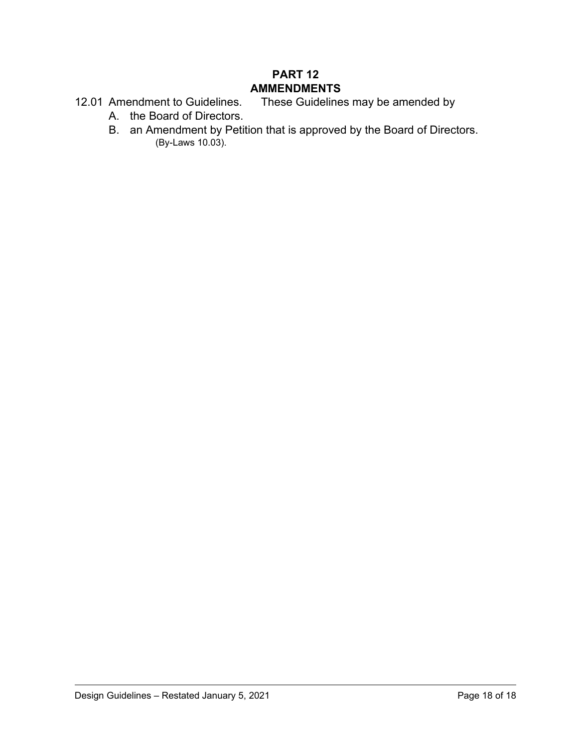# PART 12
# AMMENDMENTS

12.01 Amendment to Guidelines. These Guidelines may be amended by

A. the Board of Directors.

B. an Amendment by Petition that is approved by the Board of Directors. (By-Laws 10.03).